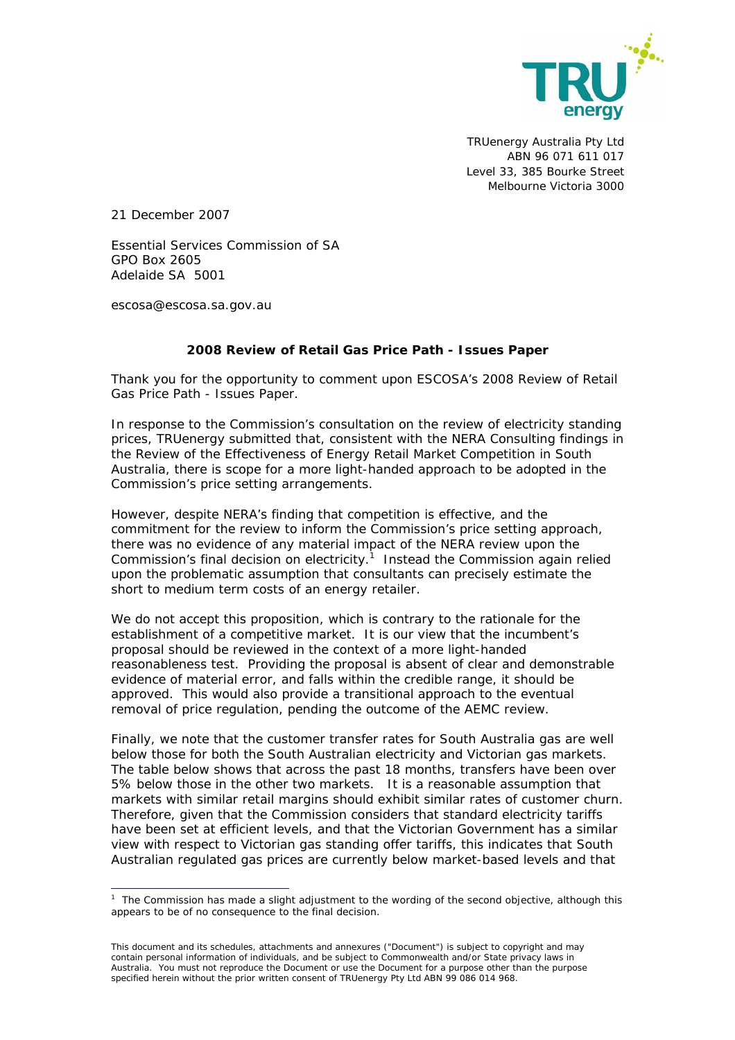TRUenergy Australia Pty Ltd
ABN 96 071 611 017
Level 33, 385 Bourke Street
Melbourne Victoria 3000

21 December 2007

Essential Services Commission of SA
GPO Box 2605
Adelaide SA 5001

escosa@escosa.sa.gov.au

**2008 Review of Retail Gas Price Path - Issues Paper**

Thank you for the opportunity to comment upon ESCOSA's 2008 Review of Retail Gas Price Path - Issues Paper.

In response to the Commission's consultation on the review of electricity standing prices, TRUenergy submitted that, consistent with the NERA Consulting findings in the Review of the Effectiveness of Energy Retail Market Competition in South Australia, there is scope for a more light-handed approach to be adopted in the Commission's price setting arrangements.

However, despite NERA's finding that competition is effective, and the commitment for the review to inform the Commission's price setting approach, there was no evidence of any material impact of the NERA review upon the Commission's final decision on electricity.[1] Instead the Commission again relied upon the problematic assumption that consultants can precisely estimate the short to medium term costs of an energy retailer.

We do not accept this proposition, which is contrary to the rationale for the establishment of a competitive market. It is our view that the incumbent's proposal should be reviewed in the context of a more light-handed reasonableness test. Providing the proposal is absent of clear and demonstrable evidence of material error, and falls within the credible range, it should be approved. This would also provide a transitional approach to the eventual removal of price regulation, pending the outcome of the AEMC review.

Finally, we note that the customer transfer rates for South Australia gas are well below those for both the South Australian electricity and Victorian gas markets. The table below shows that across the past 18 months, transfers have been over 5% below those in the other two markets. It is a reasonable assumption that markets with similar retail margins should exhibit similar rates of customer churn. Therefore, given that the Commission considers that standard electricity tariffs have been set at efficient levels, and that the Victorian Government has a similar view with respect to Victorian gas standing offer tariffs, this indicates that South Australian regulated gas prices are currently below market-based levels and that

[1] The Commission has made a slight adjustment to the wording of the second objective, although this appears to be of no consequence to the final decision.

This document and its schedules, attachments and annexures ("Document") is subject to copyright and may contain personal information of individuals, and be subject to Commonwealth and/or State privacy laws in Australia. You must not reproduce the Document or use the Document for a purpose other than the purpose specified herein without the prior written consent of TRUenergy Pty Ltd ABN 99 086 014 968.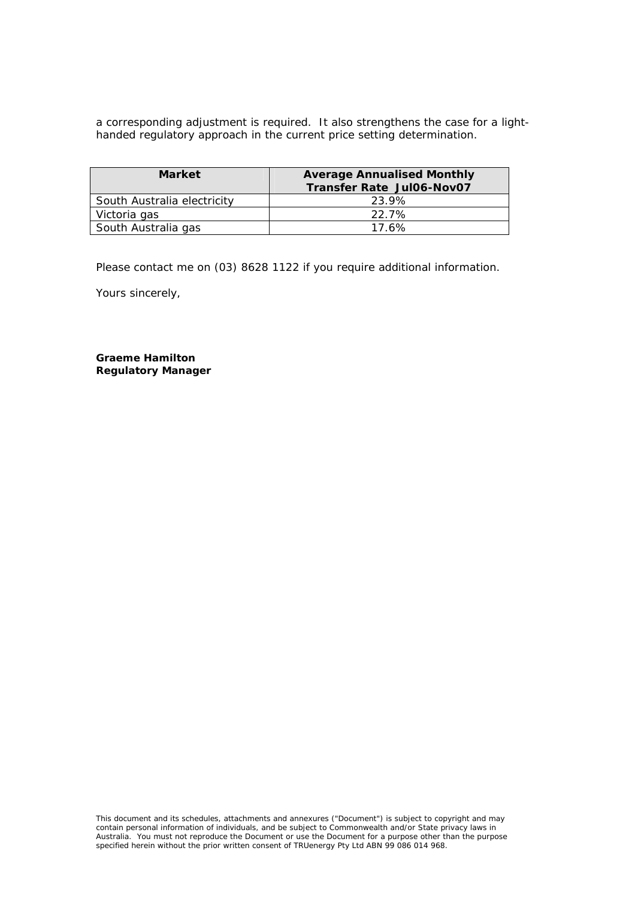a corresponding adjustment is required. It also strengthens the case for a light-handed regulatory approach in the current price setting determination.

| Market | Average Annualised Monthly Transfer Rate Jul06-Nov07 |
| --- | --- |
| South Australia electricity | 23.9% |
| Victoria gas | 22.7% |
| South Australia gas | 17.6% |

Please contact me on (03) 8628 1122 if you require additional information.

Yours sincerely,

**Graeme Hamilton**
**Regulatory Manager**

This document and its schedules, attachments and annexures ("Document") is subject to copyright and may contain personal information of individuals, and be subject to Commonwealth and/or State privacy laws in Australia. You must not reproduce the Document or use the Document for a purpose other than the purpose specified herein without the prior written consent of TRUenergy Pty Ltd ABN 99 086 014 968.